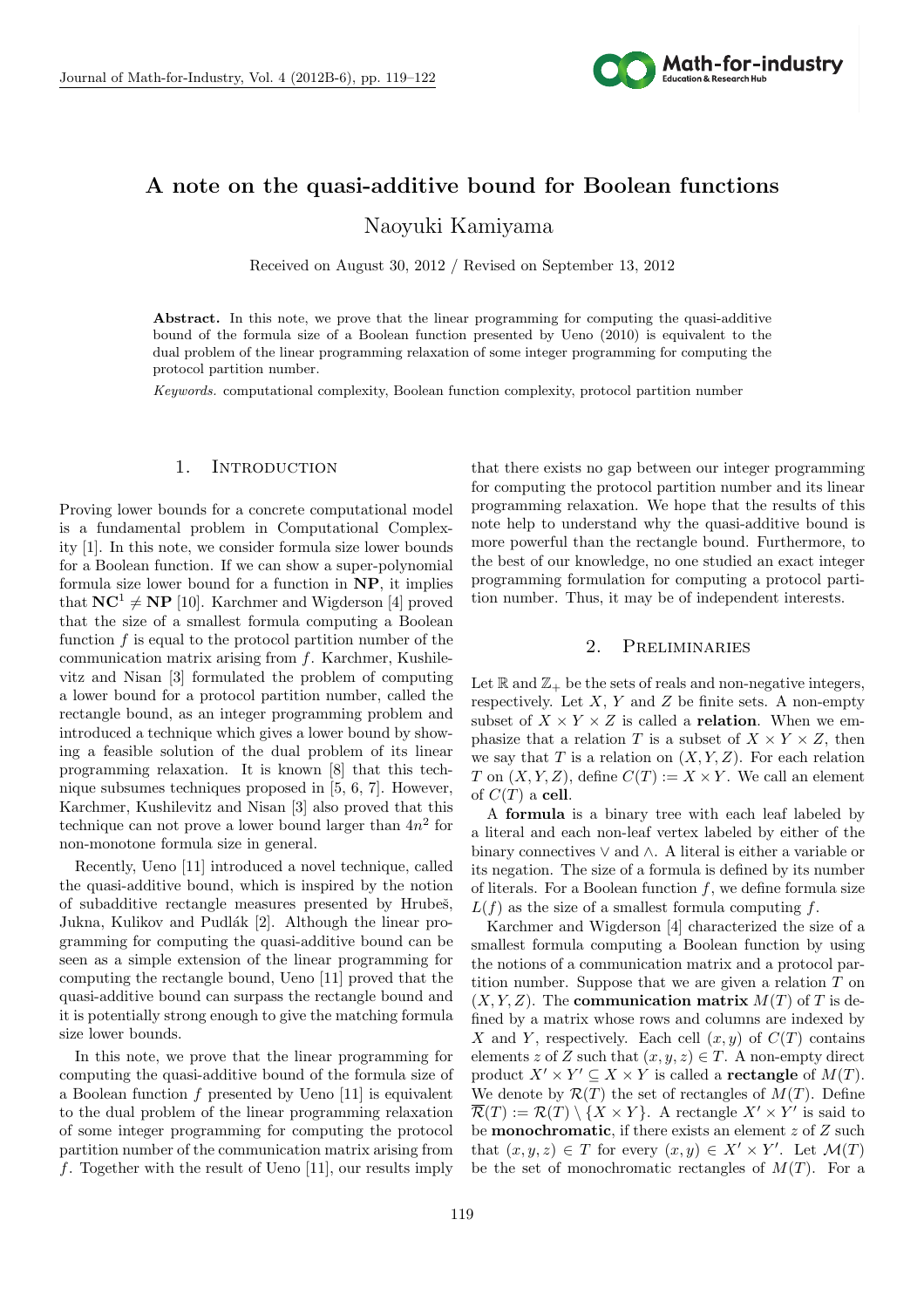# A note on the quasi-additive bound for Boolean functions

Naoyuki Kamiyama

Received on August 30, 2012 / Revised on September 13, 2012

**Abstract.** In this note, we prove that the linear programming for computing the quasi-additive bound of the formula size of a Boolean function presented by Ueno (2010) is equivalent to the dual problem of the linear programming relaxation of some integer programming for computing the protocol partition number.

*Keywords.* computational complexity, Boolean function complexity, protocol partition number

## 1. Introduction

Proving lower bounds for a concrete computational model is a fundamental problem in Computational Complexity [1]. In this note, we consider formula size lower bounds for a Boolean function. If we can show a super-polynomial formula size lower bound for a function in **NP**, it implies that $\mathbf{NC}^1 \neq \mathbf{NP}$ [10]. Karchmer and Wigderson [4] proved that the size of a smallest formula computing a Boolean function $f$ is equal to the protocol partition number of the communication matrix arising from $f$. Karchmer, Kushilevitz and Nisan [3] formulated the problem of computing a lower bound for a protocol partition number, called the rectangle bound, as an integer programming problem and introduced a technique which gives a lower bound by showing a feasible solution of the dual problem of its linear programming relaxation. It is known [8] that this technique subsumes techniques proposed in [5, 6, 7]. However, Karchmer, Kushilevitz and Nisan [3] also proved that this technique can not prove a lower bound larger than $4n^2$ for non-monotone formula size in general.

Recently, Ueno [11] introduced a novel technique, called the quasi-additive bound, which is inspired by the notion of subadditive rectangle measures presented by Hrubeš, Jukna, Kulikov and Pudlák [2]. Although the linear programming for computing the quasi-additive bound can be seen as a simple extension of the linear programming for computing the rectangle bound, Ueno [11] proved that the quasi-additive bound can surpass the rectangle bound and it is potentially strong enough to give the matching formula size lower bounds.

In this note, we prove that the linear programming for computing the quasi-additive bound of the formula size of a Boolean function $f$ presented by Ueno [11] is equivalent to the dual problem of the linear programming relaxation of some integer programming for computing the protocol partition number of the communication matrix arising from $f$. Together with the result of Ueno [11], our results imply that there exists no gap between our integer programming for computing the protocol partition number and its linear programming relaxation. We hope that the results of this note help to understand why the quasi-additive bound is more powerful than the rectangle bound. Furthermore, to the best of our knowledge, no one studied an exact integer programming formulation for computing a protocol partition number. Thus, it may be of independent interests.

## 2. Preliminaries

Let $\mathbb{R}$ and $\mathbb{Z}_+$ be the sets of reals and non-negative integers, respectively. Let $X$, $Y$ and $Z$ be finite sets. A non-empty subset of $X \times Y \times Z$ is called a **relation**. When we emphasize that a relation $T$ is a subset of $X \times Y \times Z$, then we say that $T$ is a relation on $(X, Y, Z)$. For each relation $T$ on $(X, Y, Z)$, define $C(T) := X \times Y$. We call an element of $C(T)$ a **cell**.

A **formula** is a binary tree with each leaf labeled by a literal and each non-leaf vertex labeled by either of the binary connectives $\vee$ and $\wedge$. A literal is either a variable or its negation. The size of a formula is defined by its number of literals. For a Boolean function $f$, we define formula size $L(f)$ as the size of a smallest formula computing $f$.

Karchmer and Wigderson [4] characterized the size of a smallest formula computing a Boolean function by using the notions of a communication matrix and a protocol partition number. Suppose that we are given a relation $T$ on $(X, Y, Z)$. The **communication matrix** $M(T)$ of $T$ is defined by a matrix whose rows and columns are indexed by $X$ and $Y$, respectively. Each cell $(x, y)$ of $C(T)$ contains elements $z$ of $Z$ such that $(x, y, z) \in T$. A non-empty direct product $X' \times Y' \subseteq X \times Y$ is called a **rectangle** of $M(T)$. We denote by $\mathcal{R}(T)$ the set of rectangles of $M(T)$. Define $\overline{\mathcal{R}}(T) := \mathcal{R}(T) \setminus \{X \times Y\}$. A rectangle $X' \times Y'$ is said to be **monochromatic**, if there exists an element $z$ of $Z$ such that $(x, y, z) \in T$ for every $(x, y) \in X' \times Y'$. Let $\mathcal{M}(T)$ be the set of monochromatic rectangles of $M(T)$. For a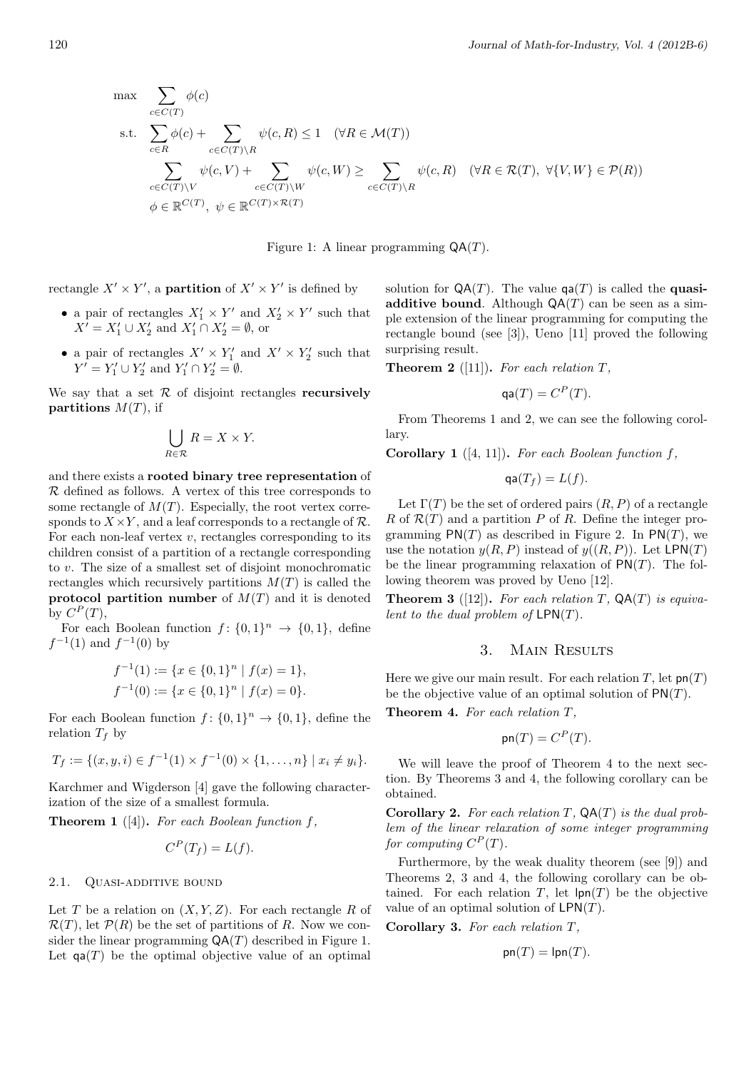$$
\begin{aligned}
\max \quad & \sum_{c \in C(T)} \phi(c) \\
\text{s.t.} \quad & \sum_{c \in R} \phi(c) + \sum_{c \in C(T) \setminus R} \psi(c, R) \leq 1 \quad (\forall R \in \mathcal{M}(T)) \\
& \sum_{c \in C(T) \setminus V} \psi(c, V) + \sum_{c \in C(T) \setminus W} \psi(c, W) \geq \sum_{c \in C(T) \setminus R} \psi(c, R) \quad (\forall R \in \mathcal{R}(T),\ \forall \{V, W\} \in \mathcal{P}(R)) \\
& \phi \in \mathbb{R}^{C(T)},\ \psi \in \mathbb{R}^{C(T) \times \mathcal{R}(T)}
\end{aligned}
$$

Figure 1: A linear programming $\mathsf{QA}(T)$.

rectangle $X' \times Y'$, a **partition** of $X' \times Y'$ is defined by

- a pair of rectangles $X'_1 \times Y'$ and $X'_2 \times Y'$ such that $X' = X'_1 \cup X'_2$ and $X'_1 \cap X'_2 = \emptyset$, or
- a pair of rectangles $X' \times Y'_1$ and $X' \times Y'_2$ such that $Y' = Y'_1 \cup Y'_2$ and $Y'_1 \cap Y'_2 = \emptyset$.

We say that a set $\mathcal{R}$ of disjoint rectangles **recursively partitions** $M(T)$, if

$$\bigcup_{R \in \mathcal{R}} R = X \times Y.$$

and there exists a **rooted binary tree representation** of $\mathcal{R}$ defined as follows. A vertex of this tree corresponds to some rectangle of $M(T)$. Especially, the root vertex corresponds to $X \times Y$, and a leaf corresponds to a rectangle of $\mathcal{R}$. For each non-leaf vertex $v$, rectangles corresponding to its children consist of a partition of a rectangle corresponding to $v$. The size of a smallest set of disjoint monochromatic rectangles which recursively partitions $M(T)$ is called the **protocol partition number** of $M(T)$ and it is denoted by $C^P(T)$,

For each Boolean function $f\colon \{0,1\}^n \to \{0,1\}$, define $f^{-1}(1)$ and $f^{-1}(0)$ by

$$
\begin{aligned}
f^{-1}(1) &:= \{x \in \{0,1\}^n \mid f(x) = 1\}, \\
f^{-1}(0) &:= \{x \in \{0,1\}^n \mid f(x) = 0\}.
\end{aligned}
$$

For each Boolean function $f\colon \{0,1\}^n \to \{0,1\}$, define the relation $T_f$ by

$$T_f := \{(x, y, i) \in f^{-1}(1) \times f^{-1}(0) \times \{1, \ldots, n\} \mid x_i \neq y_i\}.$$

Karchmer and Wigderson [4] gave the following characterization of the size of a smallest formula.

**Theorem 1** ([4])**.** *For each Boolean function $f$,*

$$C^P(T_f) = L(f).$$

### 2.1. Quasi-additive bound

Let $T$ be a relation on $(X, Y, Z)$. For each rectangle $R$ of $\mathcal{R}(T)$, let $\mathcal{P}(R)$ be the set of partitions of $R$. Now we consider the linear programming $\mathsf{QA}(T)$ described in Figure 1. Let $\mathsf{qa}(T)$ be the optimal objective value of an optimal solution for $\mathsf{QA}(T)$. The value $\mathsf{qa}(T)$ is called the **quasi-additive bound**. Although $\mathsf{QA}(T)$ can be seen as a simple extension of the linear programming for computing the rectangle bound (see [3]), Ueno [11] proved the following surprising result.

**Theorem 2** ([11])**.** *For each relation $T$,*

$$\mathsf{qa}(T) = C^P(T).$$

From Theorems 1 and 2, we can see the following corollary.

**Corollary 1** ([4, 11])**.** *For each Boolean function $f$,*

$$\mathsf{qa}(T_f) = L(f).$$

Let $\Gamma(T)$ be the set of ordered pairs $(R, P)$ of a rectangle $R$ of $\mathcal{R}(T)$ and a partition $P$ of $R$. Define the integer programming $\mathsf{PN}(T)$ as described in Figure 2. In $\mathsf{PN}(T)$, we use the notation $y(R, P)$ instead of $y((R, P))$. Let $\mathsf{LPN}(T)$ be the linear programming relaxation of $\mathsf{PN}(T)$. The following theorem was proved by Ueno [12].

**Theorem 3** ([12])**.** *For each relation $T$, $\mathsf{QA}(T)$ is equivalent to the dual problem of $\mathsf{LPN}(T)$.*

## 3. Main Results

Here we give our main result. For each relation $T$, let $\mathsf{pn}(T)$ be the objective value of an optimal solution of $\mathsf{PN}(T)$.

**Theorem 4.** *For each relation $T$,*

$$\mathsf{pn}(T) = C^P(T).$$

We will leave the proof of Theorem 4 to the next section. By Theorems 3 and 4, the following corollary can be obtained.

**Corollary 2.** *For each relation $T$, $\mathsf{QA}(T)$ is the dual problem of the linear relaxation of some integer programming for computing $C^P(T)$.*

Furthermore, by the weak duality theorem (see [9]) and Theorems 2, 3 and 4, the following corollary can be obtained. For each relation $T$, let $\mathsf{lpn}(T)$ be the objective value of an optimal solution of $\mathsf{LPN}(T)$.

**Corollary 3.** *For each relation $T$,*

$$\mathsf{pn}(T) = \mathsf{lpn}(T).$$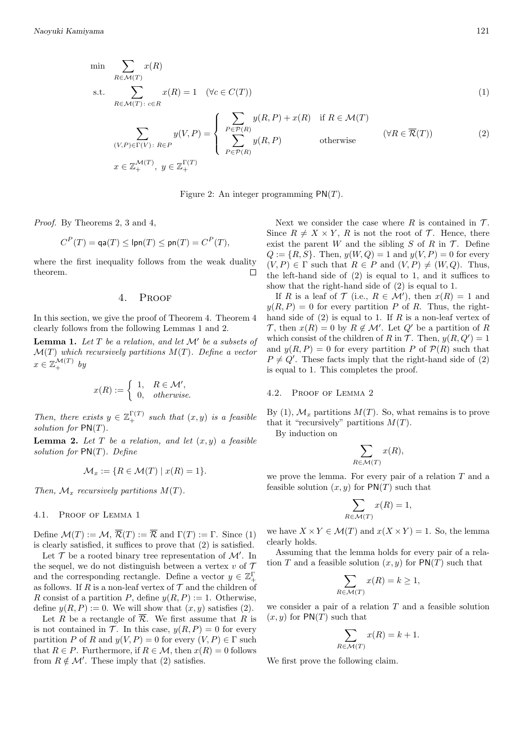$$
\begin{aligned}
\min \quad & \sum_{R \in \mathcal{M}(T)} x(R) \\
\text{s.t.} \quad & \sum_{R \in \mathcal{M}(T)\colon c \in R} x(R) = 1 \quad (\forall c \in C(T)) & (1) \\
& \sum_{(V,P) \in \Gamma(V)\colon R \in P} y(V,P) = \begin{cases} \displaystyle\sum_{P \in \mathcal{P}(R)} y(R,P) + x(R) & \text{if } R \in \mathcal{M}(T) \\ \displaystyle\sum_{P \in \mathcal{P}(R)} y(R,P) & \text{otherwise} \end{cases} \quad (\forall R \in \overline{\mathcal{R}}(T)) & (2) \\
& x \in \mathbb{Z}_+^{\mathcal{M}(T)},\ y \in \mathbb{Z}_+^{\Gamma(T)}
\end{aligned}
$$

Figure 2: An integer programming $\mathsf{PN}(T)$.

*Proof.* By Theorems 2, 3 and 4,

$$C^P(T) = \mathsf{qa}(T) \le \mathsf{lpn}(T) \le \mathsf{pn}(T) = C^P(T),$$

where the first inequality follows from the weak duality theorem. $\square$

## 4. Proof

In this section, we give the proof of Theorem 4. Theorem 4 clearly follows from the following Lemmas 1 and 2.

**Lemma 1.** *Let $T$ be a relation, and let $\mathcal{M}'$ be a subsets of $\mathcal{M}(T)$ which recursively partitions $M(T)$. Define a vector $x \in \mathbb{Z}_+^{\mathcal{M}(T)}$ by*

$$x(R) := \begin{cases} 1, & R \in \mathcal{M}', \\ 0, & \text{otherwise.} \end{cases}$$

*Then, there exists $y \in \mathbb{Z}_+^{\Gamma(T)}$ such that $(x, y)$ is a feasible solution for $\mathsf{PN}(T)$.*

**Lemma 2.** *Let $T$ be a relation, and let $(x, y)$ a feasible solution for $\mathsf{PN}(T)$. Define*

$$\mathcal{M}_x := \{R \in \mathcal{M}(T) \mid x(R) = 1\}.$$

*Then, $\mathcal{M}_x$ recursively partitions $M(T)$.*

### 4.1. Proof of Lemma 1

Define $\mathcal{M}(T) := \mathcal{M}$, $\overline{\mathcal{R}}(T) := \overline{\mathcal{R}}$ and $\Gamma(T) := \Gamma$. Since (1) is clearly satisfied, it suffices to prove that (2) is satisfied.

Let $\mathcal{T}$ be a rooted binary tree representation of $\mathcal{M}'$. In the sequel, we do not distinguish between a vertex $v$ of $\mathcal{T}$ and the corresponding rectangle. Define a vector $y \in \mathbb{Z}_+^{\Gamma}$ as follows. If $R$ is a non-leaf vertex of $\mathcal{T}$ and the children of $R$ consist of a partition $P$, define $y(R, P) := 1$. Otherwise, define $y(R, P) := 0$. We will show that $(x, y)$ satisfies (2).

Let $R$ be a rectangle of $\overline{\mathcal{R}}$. We first assume that $R$ is not contained in $\mathcal{T}$. In this case, $y(R, P) = 0$ for every partition $P$ of $R$ and $y(V, P) = 0$ for every $(V, P) \in \Gamma$ such that $R \in P$. Furthermore, if $R \in \mathcal{M}$, then $x(R) = 0$ follows from $R \notin \mathcal{M}'$. These imply that (2) satisfies.

Next we consider the case where $R$ is contained in $\mathcal{T}$. Since $R \neq X \times Y$, $R$ is not the root of $\mathcal{T}$. Hence, there exist the parent $W$ and the sibling $S$ of $R$ in $\mathcal{T}$. Define $Q := \{R, S\}$. Then, $y(W, Q) = 1$ and $y(V, P) = 0$ for every $(V, P) \in \Gamma$ such that $R \in P$ and $(V, P) \neq (W, Q)$. Thus, the left-hand side of (2) is equal to 1, and it suffices to show that the right-hand side of (2) is equal to 1.

If $R$ is a leaf of $\mathcal{T}$ (i.e., $R \in \mathcal{M}'$), then $x(R) = 1$ and $y(R, P) = 0$ for every partition $P$ of $R$. Thus, the right-hand side of (2) is equal to 1. If $R$ is a non-leaf vertex of $\mathcal{T}$, then $x(R) = 0$ by $R \notin \mathcal{M}'$. Let $Q'$ be a partition of $R$ which consist of the children of $R$ in $\mathcal{T}$. Then, $y(R, Q') = 1$ and $y(R, P) = 0$ for every partition $P$ of $\mathcal{P}(R)$ such that $P \neq Q'$. These facts imply that the right-hand side of (2) is equal to 1. This completes the proof.

### 4.2. Proof of Lemma 2

By (1), $\mathcal{M}_x$ partitions $M(T)$. So, what remains is to prove that it "recursively" partitions $M(T)$.

By induction on

$$\sum_{R \in \mathcal{M}(T)} x(R),$$

we prove the lemma. For every pair of a relation $T$ and a feasible solution $(x, y)$ for $\mathsf{PN}(T)$ such that

$$\sum_{R \in \mathcal{M}(T)} x(R) = 1,$$

we have $X \times Y \in \mathcal{M}(T)$ and $x(X \times Y) = 1$. So, the lemma clearly holds.

Assuming that the lemma holds for every pair of a relation $T$ and a feasible solution $(x, y)$ for $\mathsf{PN}(T)$ such that

$$\sum_{R \in \mathcal{M}(T)} x(R) = k \ge 1,$$

we consider a pair of a relation $T$ and a feasible solution $(x, y)$ for $\mathsf{PN}(T)$ such that

$$\sum_{R \in \mathcal{M}(T)} x(R) = k + 1.$$

We first prove the following claim.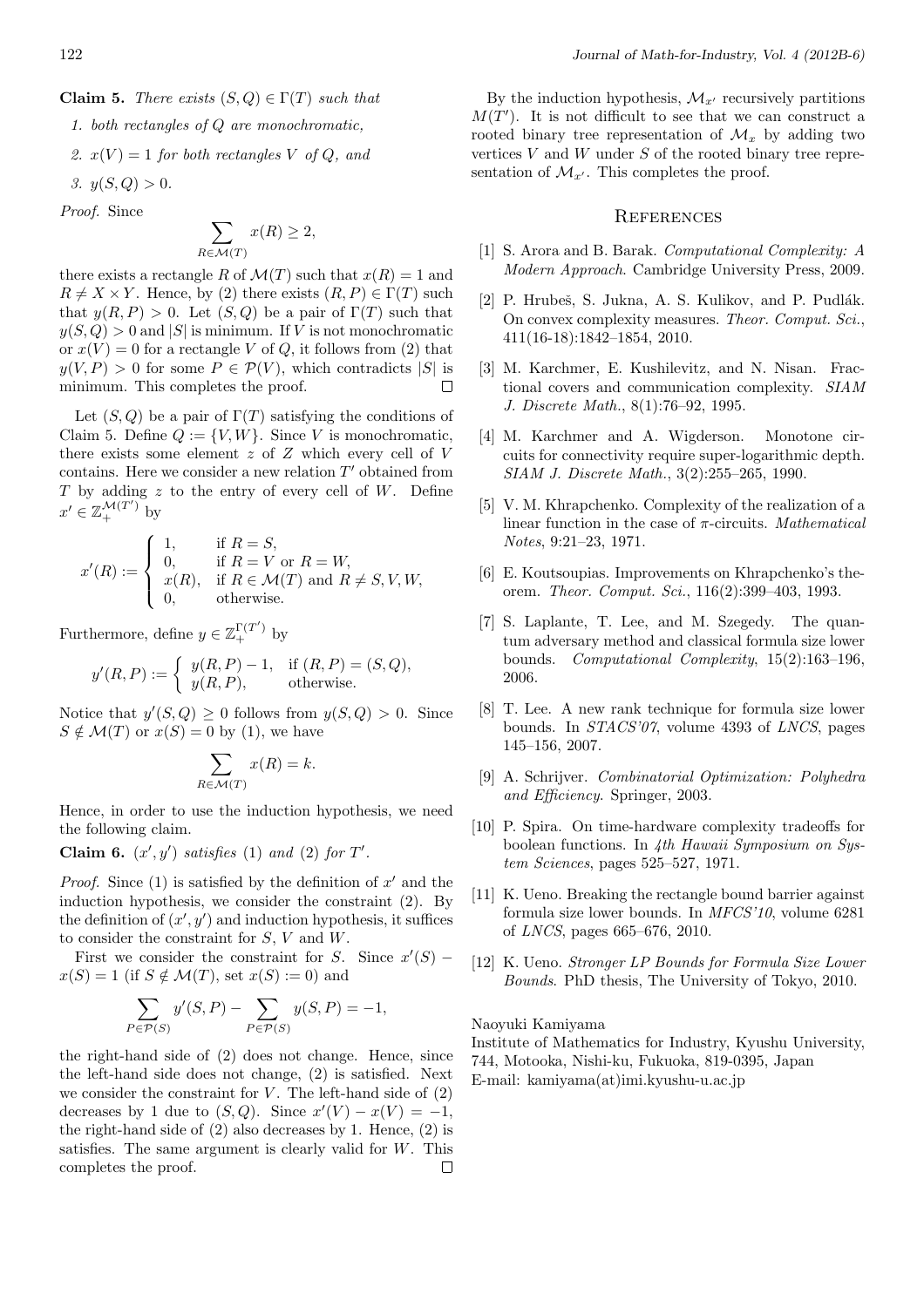**Claim 5.** *There exists $(S, Q) \in \Gamma(T)$ such that*

1. *both rectangles of $Q$ are monochromatic,*
2. *$x(V) = 1$ for both rectangles $V$ of $Q$, and*
3. *$y(S, Q) > 0$.*

*Proof.* Since

$$\sum_{R \in \mathcal{M}(T)} x(R) \geq 2,$$

there exists a rectangle $R$ of $\mathcal{M}(T)$ such that $x(R) = 1$ and $R \neq X \times Y$. Hence, by (2) there exists $(R, P) \in \Gamma(T)$ such that $y(R, P) > 0$. Let $(S, Q)$ be a pair of $\Gamma(T)$ such that $y(S, Q) > 0$ and $|S|$ is minimum. If $V$ is not monochromatic or $x(V) = 0$ for a rectangle $V$ of $Q$, it follows from (2) that $y(V, P) > 0$ for some $P \in \mathcal{P}(V)$, which contradicts $|S|$ is minimum. This completes the proof. □

Let $(S, Q)$ be a pair of $\Gamma(T)$ satisfying the conditions of Claim 5. Define $Q := \{V, W\}$. Since $V$ is monochromatic, there exists some element $z$ of $Z$ which every cell of $V$ contains. Here we consider a new relation $T'$ obtained from $T$ by adding $z$ to the entry of every cell of $W$. Define $x' \in \mathbb{Z}_+^{\mathcal{M}(T')}$ by

$$x'(R) := \begin{cases} 1, & \text{if } R = S, \\ 0, & \text{if } R = V \text{ or } R = W, \\ x(R), & \text{if } R \in \mathcal{M}(T) \text{ and } R \neq S, V, W, \\ 0, & \text{otherwise.} \end{cases}$$

Furthermore, define $y \in \mathbb{Z}_+^{\Gamma(T')}$ by

$$y'(R, P) := \begin{cases} y(R, P) - 1, & \text{if } (R, P) = (S, Q), \\ y(R, P), & \text{otherwise.} \end{cases}$$

Notice that $y'(S, Q) \geq 0$ follows from $y(S, Q) > 0$. Since $S \notin \mathcal{M}(T)$ or $x(S) = 0$ by (1), we have

$$\sum_{R \in \mathcal{M}(T)} x(R) = k.$$

Hence, in order to use the induction hypothesis, we need the following claim.

**Claim 6.** *$(x', y')$ satisfies (1) and (2) for $T'$.*

*Proof.* Since (1) is satisfied by the definition of $x'$ and the induction hypothesis, we consider the constraint (2). By the definition of $(x', y')$ and induction hypothesis, it suffices to consider the constraint for $S$, $V$ and $W$.

First we consider the constraint for $S$. Since $x'(S) - x(S) = 1$ (if $S \notin \mathcal{M}(T)$, set $x(S) := 0$) and

$$\sum_{P \in \mathcal{P}(S)} y'(S, P) - \sum_{P \in \mathcal{P}(S)} y(S, P) = -1,$$

the right-hand side of (2) does not change. Hence, since the left-hand side does not change, (2) is satisfied. Next we consider the constraint for $V$. The left-hand side of (2) decreases by 1 due to $(S, Q)$. Since $x'(V) - x(V) = -1$, the right-hand side of (2) also decreases by 1. Hence, (2) is satisfies. The same argument is clearly valid for $W$. This completes the proof. □

By the induction hypothesis, $\mathcal{M}_{x'}$ recursively partitions $M(T')$. It is not difficult to see that we can construct a rooted binary tree representation of $\mathcal{M}_x$ by adding two vertices $V$ and $W$ under $S$ of the rooted binary tree representation of $\mathcal{M}_{x'}$. This completes the proof.

## References

[1] S. Arora and B. Barak. *Computational Complexity: A Modern Approach*. Cambridge University Press, 2009.

[2] P. Hrubeš, S. Jukna, A. S. Kulikov, and P. Pudlák. On convex complexity measures. *Theor. Comput. Sci.*, 411(16-18):1842–1854, 2010.

[3] M. Karchmer, E. Kushilevitz, and N. Nisan. Fractional covers and communication complexity. *SIAM J. Discrete Math.*, 8(1):76–92, 1995.

[4] M. Karchmer and A. Wigderson. Monotone circuits for connectivity require super-logarithmic depth. *SIAM J. Discrete Math.*, 3(2):255–265, 1990.

[5] V. M. Khrapchenko. Complexity of the realization of a linear function in the case of $\pi$-circuits. *Mathematical Notes*, 9:21–23, 1971.

[6] E. Koutsoupias. Improvements on Khrapchenko's theorem. *Theor. Comput. Sci.*, 116(2):399–403, 1993.

[7] S. Laplante, T. Lee, and M. Szegedy. The quantum adversary method and classical formula size lower bounds. *Computational Complexity*, 15(2):163–196, 2006.

[8] T. Lee. A new rank technique for formula size lower bounds. In *STACS'07*, volume 4393 of *LNCS*, pages 145–156, 2007.

[9] A. Schrijver. *Combinatorial Optimization: Polyhedra and Efficiency*. Springer, 2003.

[10] P. Spira. On time-hardware complexity tradeoffs for boolean functions. In *4th Hawaii Symposium on System Sciences*, pages 525–527, 1971.

[11] K. Ueno. Breaking the rectangle bound barrier against formula size lower bounds. In *MFCS'10*, volume 6281 of *LNCS*, pages 665–676, 2010.

[12] K. Ueno. *Stronger LP Bounds for Formula Size Lower Bounds*. PhD thesis, The University of Tokyo, 2010.

Naoyuki Kamiyama
Institute of Mathematics for Industry, Kyushu University, 744, Motooka, Nishi-ku, Fukuoka, 819-0395, Japan
E-mail: kamiyama(at)imi.kyushu-u.ac.jp